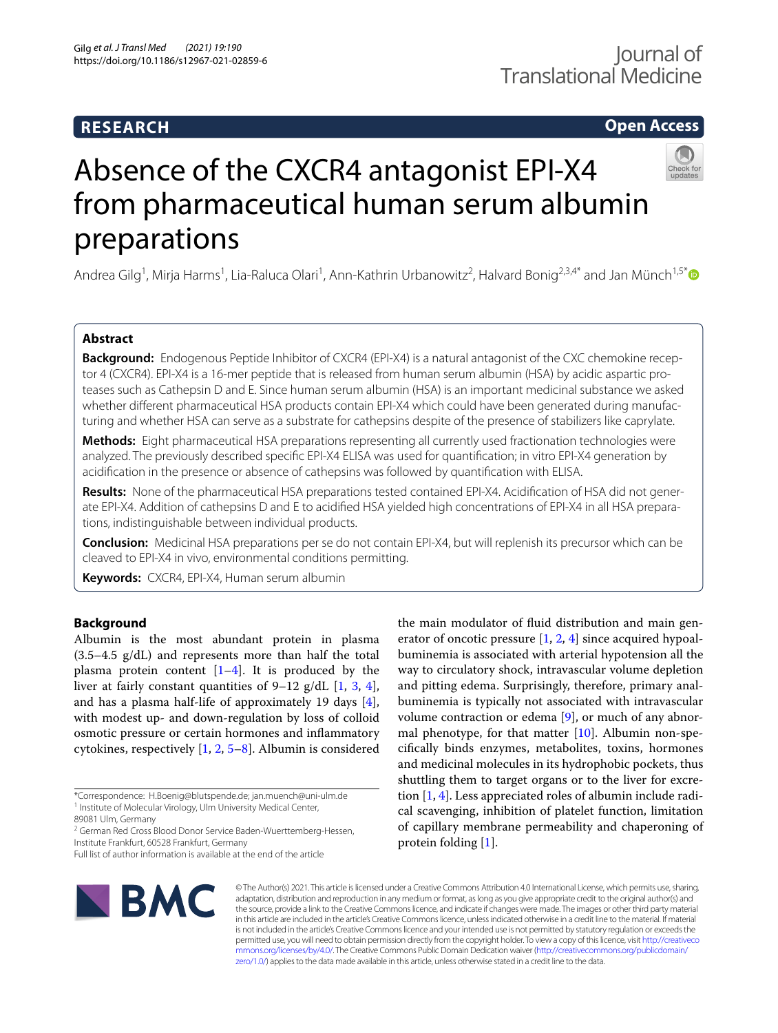RESEARCH

Open Access

# Absence of the CXCR4 antagonist EPI-X4 from pharmaceutical human serum albumin preparations

Andrea Gilg[1], Mirja Harms[1], Lia-Raluca Olari[1], Ann-Kathrin Urbanowitz[2], Halvard Bonig[2,3,4*] and Jan Münch[1,5*]

## Abstract

**Background:** Endogenous Peptide Inhibitor of CXCR4 (EPI-X4) is a natural antagonist of the CXC chemokine receptor 4 (CXCR4). EPI-X4 is a 16-mer peptide that is released from human serum albumin (HSA) by acidic aspartic proteases such as Cathepsin D and E. Since human serum albumin (HSA) is an important medicinal substance we asked whether different pharmaceutical HSA products contain EPI-X4 which could have been generated during manufacturing and whether HSA can serve as a substrate for cathepsins despite of the presence of stabilizers like caprylate.

**Methods:** Eight pharmaceutical HSA preparations representing all currently used fractionation technologies were analyzed. The previously described specific EPI-X4 ELISA was used for quantification; in vitro EPI-X4 generation by acidification in the presence or absence of cathepsins was followed by quantification with ELISA.

**Results:** None of the pharmaceutical HSA preparations tested contained EPI-X4. Acidification of HSA did not generate EPI-X4. Addition of cathepsins D and E to acidified HSA yielded high concentrations of EPI-X4 in all HSA preparations, indistinguishable between individual products.

**Conclusion:** Medicinal HSA preparations per se do not contain EPI-X4, but will replenish its precursor which can be cleaved to EPI-X4 in vivo, environmental conditions permitting.

**Keywords:** CXCR4, EPI-X4, Human serum albumin

## Background

Albumin is the most abundant protein in plasma (3.5–4.5 g/dL) and represents more than half the total plasma protein content [1–4]. It is produced by the liver at fairly constant quantities of 9–12 g/dL [1, 3, 4], and has a plasma half-life of approximately 19 days [4], with modest up- and down-regulation by loss of colloid osmotic pressure or certain hormones and inflammatory cytokines, respectively [1, 2, 5–8]. Albumin is considered the main modulator of fluid distribution and main generator of oncotic pressure [1, 2, 4] since acquired hypalbuminemia is associated with arterial hypotension all the way to circulatory shock, intravascular volume depletion and pitting edema. Surprisingly, therefore, primary analbuminemia is typically not associated with intravascular volume contraction or edema [9], or much of any abnormal phenotype, for that matter [10]. Albumin non-specifically binds enzymes, metabolites, toxins, hormones and medicinal molecules in its hydrophobic pockets, thus shuttling them to target organs or to the liver for excretion [1, 4]. Less appreciated roles of albumin include radical scavenging, inhibition of platelet function, limitation of capillary membrane permeability and chaperoning of protein folding [1].

*Correspondence: H.Boenig@blutspende.de; jan.muench@uni-ulm.de
[1] Institute of Molecular Virology, Ulm University Medical Center, 89081 Ulm, Germany
[2] German Red Cross Blood Donor Service Baden-Wuerttemberg-Hessen, Institute Frankfurt, 60528 Frankfurt, Germany
Full list of author information is available at the end of the article

© The Author(s) 2021. This article is licensed under a Creative Commons Attribution 4.0 International License, which permits use, sharing, adaptation, distribution and reproduction in any medium or format, as long as you give appropriate credit to the original author(s) and the source, provide a link to the Creative Commons licence, and indicate if changes were made. The images or other third party material in this article are included in the article's Creative Commons licence, unless indicated otherwise in a credit line to the material. If material is not included in the article's Creative Commons licence and your intended use is not permitted by statutory regulation or exceeds the permitted use, you will need to obtain permission directly from the copyright holder. To view a copy of this licence, visit http://creativecommons.org/licenses/by/4.0/. The Creative Commons Public Domain Dedication waiver (http://creativecommons.org/publicdomain/zero/1.0/) applies to the data made available in this article, unless otherwise stated in a credit line to the data.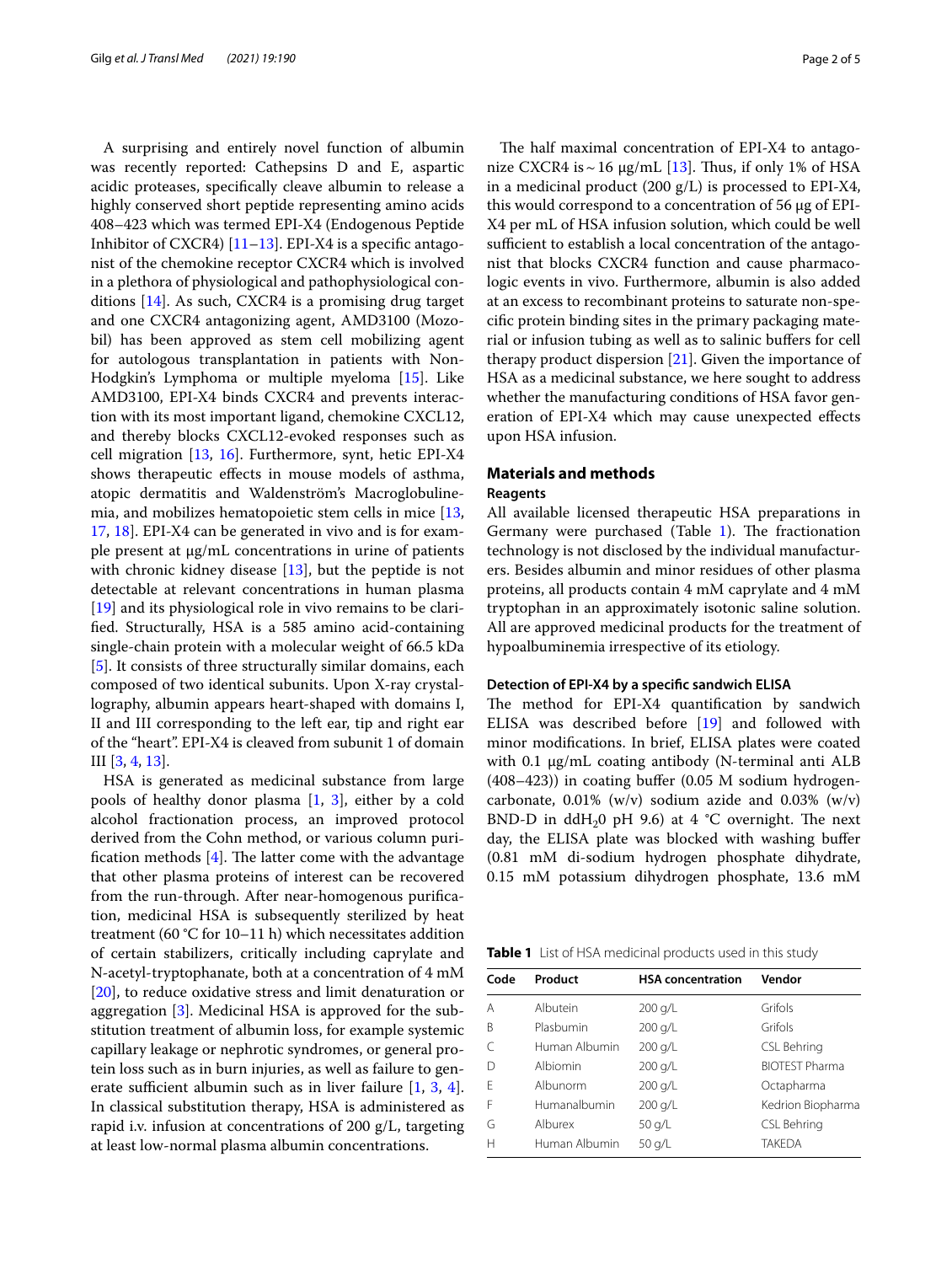A surprising and entirely novel function of albumin was recently reported: Cathepsins D and E, aspartic acidic proteases, specifically cleave albumin to release a highly conserved short peptide representing amino acids 408–423 which was termed EPI-X4 (Endogenous Peptide Inhibitor of CXCR4) [11–13]. EPI-X4 is a specific antagonist of the chemokine receptor CXCR4 which is involved in a plethora of physiological and pathophysiological conditions [14]. As such, CXCR4 is a promising drug target and one CXCR4 antagonizing agent, AMD3100 (Mozobil) has been approved as stem cell mobilizing agent for autologous transplantation in patients with Non-Hodgkin's Lymphoma or multiple myeloma [15]. Like AMD3100, EPI-X4 binds CXCR4 and prevents interaction with its most important ligand, chemokine CXCL12, and thereby blocks CXCL12-evoked responses such as cell migration [13, 16]. Furthermore, synt, hetic EPI-X4 shows therapeutic effects in mouse models of asthma, atopic dermatitis and Waldenström's Macroglobulinemia, and mobilizes hematopoietic stem cells in mice [13, 17, 18]. EPI-X4 can be generated in vivo and is for example present at µg/mL concentrations in urine of patients with chronic kidney disease [13], but the peptide is not detectable at relevant concentrations in human plasma [19] and its physiological role in vivo remains to be clarified. Structurally, HSA is a 585 amino acid-containing single-chain protein with a molecular weight of 66.5 kDa [5]. It consists of three structurally similar domains, each composed of two identical subunits. Upon X-ray crystallography, albumin appears heart-shaped with domains I, II and III corresponding to the left ear, tip and right ear of the "heart". EPI-X4 is cleaved from subunit 1 of domain III [3, 4, 13].

HSA is generated as medicinal substance from large pools of healthy donor plasma [1, 3], either by a cold alcohol fractionation process, an improved protocol derived from the Cohn method, or various column purification methods [4]. The latter come with the advantage that other plasma proteins of interest can be recovered from the run-through. After near-homogenous purification, medicinal HSA is subsequently sterilized by heat treatment (60 °C for 10–11 h) which necessitates addition of certain stabilizers, critically including caprylate and N-acetyl-tryptophanate, both at a concentration of 4 mM [20], to reduce oxidative stress and limit denaturation or aggregation [3]. Medicinal HSA is approved for the substitution treatment of albumin loss, for example systemic capillary leakage or nephrotic syndromes, or general protein loss such as in burn injuries, as well as failure to generate sufficient albumin such as in liver failure [1, 3, 4]. In classical substitution therapy, HSA is administered as rapid i.v. infusion at concentrations of 200 g/L, targeting at least low-normal plasma albumin concentrations.

The half maximal concentration of EPI-X4 to antagonize CXCR4 is ~ 16 µg/mL [13]. Thus, if only 1% of HSA in a medicinal product (200 g/L) is processed to EPI-X4, this would correspond to a concentration of 56 µg of EPI-X4 per mL of HSA infusion solution, which could be well sufficient to establish a local concentration of the antagonist that blocks CXCR4 function and cause pharmacologic events in vivo. Furthermore, albumin is also added at an excess to recombinant proteins to saturate non-specific protein binding sites in the primary packaging material or infusion tubing as well as to salinic buffers for cell therapy product dispersion [21]. Given the importance of HSA as a medicinal substance, we here sought to address whether the manufacturing conditions of HSA favor generation of EPI-X4 which may cause unexpected effects upon HSA infusion.

## Materials and methods

### Reagents

All available licensed therapeutic HSA preparations in Germany were purchased (Table 1). The fractionation technology is not disclosed by the individual manufacturers. Besides albumin and minor residues of other plasma proteins, all products contain 4 mM caprylate and 4 mM tryptophan in an approximately isotonic saline solution. All are approved medicinal products for the treatment of hypoalbuminemia irrespective of its etiology.

#### Detection of EPI-X4 by a specific sandwich ELISA

The method for EPI-X4 quantification by sandwich ELISA was described before [19] and followed with minor modifications. In brief, ELISA plates were coated with 0.1 µg/mL coating antibody (N-terminal anti ALB (408–423)) in coating buffer (0.05 M sodium hydrogencarbonate, 0.01% (w/v) sodium azide and 0.03% (w/v) BND-D in $ddH_20$ pH 9.6) at 4 °C overnight. The next day, the ELISA plate was blocked with washing buffer (0.81 mM di-sodium hydrogen phosphate dihydrate, 0.15 mM potassium dihydrogen phosphate, 13.6 mM

**Table 1** List of HSA medicinal products used in this study

| Code | Product | HSA concentration | Vendor |
|---|---|---|---|
| A | Albutein | 200 g/L | Grifols |
| B | Plasbumin | 200 g/L | Grifols |
| C | Human Albumin | 200 g/L | CSL Behring |
| D | Albiomin | 200 g/L | BIOTEST Pharma |
| E | Albunorm | 200 g/L | Octapharma |
| F | Humanalbumin | 200 g/L | Kedrion Biopharma |
| G | Alburex | 50 g/L | CSL Behring |
| H | Human Albumin | 50 g/L | TAKEDA |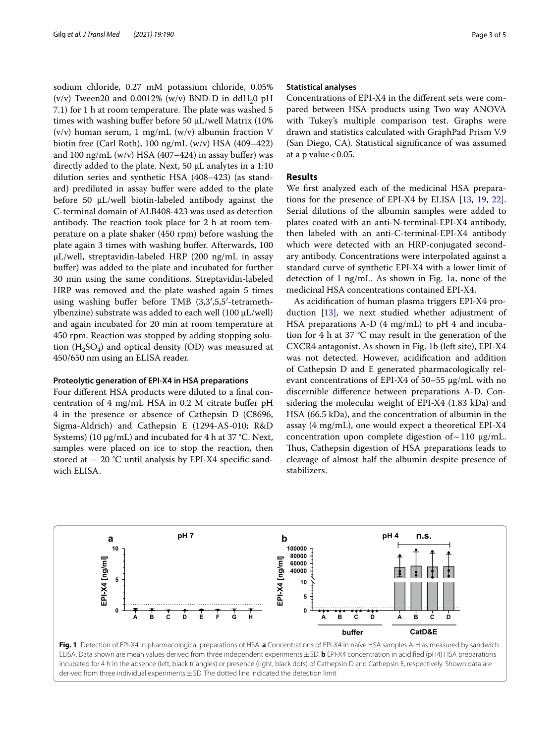sodium chloride, 0.27 mM potassium chloride, 0.05% (v/v) Tween20 and 0.0012% (w/v) BND-D in $ddH_20$ pH 7.1) for 1 h at room temperature. The plate was washed 5 times with washing buffer before 50 µL/well Matrix (10% (v/v) human serum, 1 mg/mL (w/v) albumin fraction V biotin free (Carl Roth), 100 ng/mL (w/v) HSA (409–422) and 100 ng/mL (w/v) HSA (407–424) in assay buffer) was directly added to the plate. Next, 50 µL analytes in a 1:10 dilution series and synthetic HSA (408–423) (as standard) prediluted in assay buffer were added to the plate before 50 µL/well biotin-labeled antibody against the C-terminal domain of ALB408-423 was used as detection antibody. The reaction took place for 2 h at room temperature on a plate shaker (450 rpm) before washing the plate again 3 times with washing buffer. Afterwards, 100 µL/well, streptavidin-labeled HRP (200 ng/mL in assay buffer) was added to the plate and incubated for further 30 min using the same conditions. Streptavidin-labeled HRP was removed and the plate washed again 5 times using washing buffer before TMB (3,3′,5,5′-tetramethylbenzine) substrate was added to each well (100 µL/well) and again incubated for 20 min at room temperature at 450 rpm. Reaction was stopped by adding stopping solution ($H_2SO_4$) and optical density (OD) was measured at 450/650 nm using an ELISA reader.

### Proteolytic generation of EPI-X4 in HSA preparations

Four different HSA products were diluted to a final concentration of 4 mg/mL HSA in 0.2 M citrate buffer pH 4 in the presence or absence of Cathepsin D (C8696, Sigma-Aldrich) and Cathepsin E (1294-AS-010; R&D Systems) (10 µg/mL) and incubated for 4 h at 37 °C. Next, samples were placed on ice to stop the reaction, then stored at − 20 °C until analysis by EPI-X4 specific sandwich ELISA.

### Statistical analyses

Concentrations of EPI-X4 in the different sets were compared between HSA products using Two way ANOVA with Tukey's multiple comparison test. Graphs were drawn and statistics calculated with GraphPad Prism V.9 (San Diego, CA). Statistical significance of was assumed at a p value < 0.05.

## Results

We first analyzed each of the medicinal HSA preparations for the presence of EPI-X4 by ELISA [13, 19, 22]. Serial dilutions of the albumin samples were added to plates coated with an anti-N-terminal-EPI-X4 antibody, then labeled with an anti-C-terminal-EPI-X4 antibody which were detected with an HRP-conjugated secondary antibody. Concentrations were interpolated against a standard curve of synthetic EPI-X4 with a lower limit of detection of 1 ng/mL. As shown in Fig. 1a, none of the medicinal HSA concentrations contained EPI-X4.

As acidification of human plasma triggers EPI-X4 production [13], we next studied whether adjustment of HSA preparations A-D (4 mg/mL) to pH 4 and incubation for 4 h at 37 °C may result in the generation of the CXCR4 antagonist. As shown in Fig. 1b (left site), EPI-X4 was not detected. However, acidification and addition of Cathepsin D and E generated pharmacologically relevant concentrations of EPI-X4 of 50–55 µg/mL with no discernible difference between preparations A-D. Considering the molecular weight of EPI-X4 (1.83 kDa) and HSA (66.5 kDa), and the concentration of albumin in the assay (4 mg/mL), one would expect a theoretical EPI-X4 concentration upon complete digestion of ~ 110 µg/mL. Thus, Cathepsin digestion of HSA preparations leads to cleavage of almost half the albumin despite presence of stabilizers.

**Fig. 1** Detection of EPI-X4 in pharmacological preparations of HSA. **a** Concentrations of EPI-X4 in naïve HSA samples A-H as measured by sandwich ELISA. Data shown are mean values derived from three independent experiments ± SD. **b** EPI-X4 concentration in acidified (pH4) HSA preparations incubated for 4 h in the absence (left, black triangles) or presence (right, black dots) of Cathepsin D and Cathepsin E, respectively. Shown data are derived from three individual experiments ± SD. The dotted line indicated the detection limit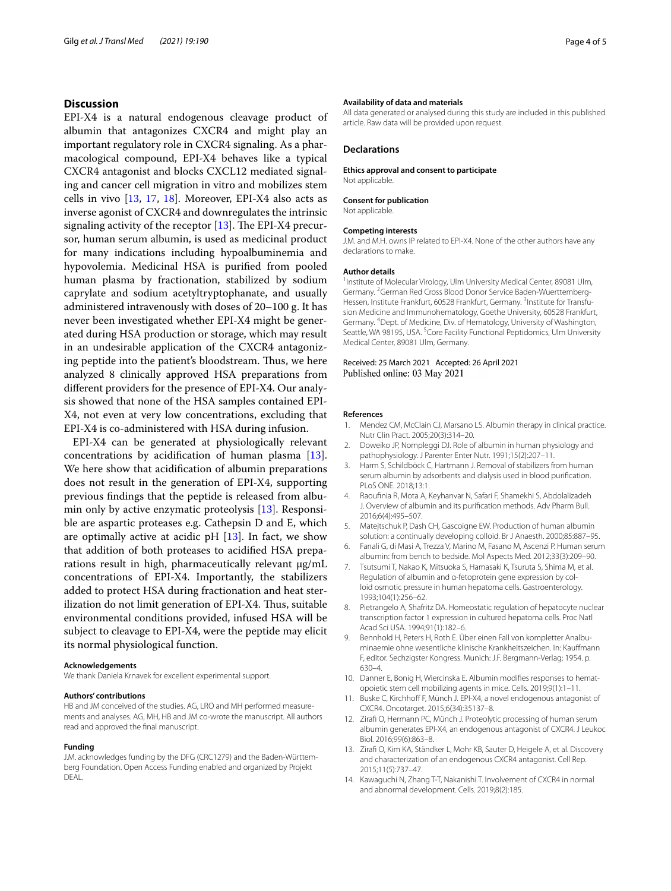## Discussion

EPI-X4 is a natural endogenous cleavage product of albumin that antagonizes CXCR4 and might play an important regulatory role in CXCR4 signaling. As a pharmacological compound, EPI-X4 behaves like a typical CXCR4 antagonist and blocks CXCL12 mediated signaling and cancer cell migration in vitro and mobilizes stem cells in vivo [13, 17, 18]. Moreover, EPI-X4 also acts as inverse agonist of CXCR4 and downregulates the intrinsic signaling activity of the receptor [13]. The EPI-X4 precursor, human serum albumin, is used as medicinal product for many indications including hypoalbuminemia and hypovolemia. Medicinal HSA is purified from pooled human plasma by fractionation, stabilized by sodium caprylate and sodium acetyltryptophanate, and usually administered intravenously with doses of 20–100 g. It has never been investigated whether EPI-X4 might be generated during HSA production or storage, which may result in an undesirable application of the CXCR4 antagonizing peptide into the patient's bloodstream. Thus, we here analyzed 8 clinically approved HSA preparations from different providers for the presence of EPI-X4. Our analysis showed that none of the HSA samples contained EPI-X4, not even at very low concentrations, excluding that EPI-X4 is co-administered with HSA during infusion.

EPI-X4 can be generated at physiologically relevant concentrations by acidification of human plasma [13]. We here show that acidification of albumin preparations does not result in the generation of EPI-X4, supporting previous findings that the peptide is released from albumin only by active enzymatic proteolysis [13]. Responsible are aspartic proteases e.g. Cathepsin D and E, which are optimally active at acidic pH [13]. In fact, we show that addition of both proteases to acidified HSA preparations result in high, pharmaceutically relevant µg/mL concentrations of EPI-X4. Importantly, the stabilizers added to protect HSA during fractionation and heat sterilization do not limit generation of EPI-X4. Thus, suitable environmental conditions provided, infused HSA will be subject to cleavage to EPI-X4, were the peptide may elicit its normal physiological function.

#### Acknowledgements

We thank Daniela Krnavek for excellent experimental support.

#### Authors' contributions

HB and JM conceived of the studies. AG, LRO and MH performed measurements and analyses. AG, MH, HB and JM co-wrote the manuscript. All authors read and approved the final manuscript.

#### Funding

J.M. acknowledges funding by the DFG (CRC1279) and the Baden-Württemberg Foundation. Open Access Funding enabled and organized by Projekt DEAL.

#### Availability of data and materials

All data generated or analysed during this study are included in this published article. Raw data will be provided upon request.

### Declarations

#### Ethics approval and consent to participate

Not applicable.

#### Consent for publication

Not applicable.

#### Competing interests

J.M. and M.H. owns IP related to EPI-X4. None of the other authors have any declarations to make.

#### Author details

[1] Institute of Molecular Virology, Ulm University Medical Center, 89081 Ulm, Germany. [2] German Red Cross Blood Donor Service Baden-Wuerttemberg-Hessen, Institute Frankfurt, 60528 Frankfurt, Germany. [3] Institute for Transfusion Medicine and Immunohematology, Goethe University, 60528 Frankfurt, Germany. [4] Dept. of Medicine, Div. of Hematology, University of Washington, Seattle, WA 98195, USA. [5] Core Facility Functional Peptidomics, Ulm University Medical Center, 89081 Ulm, Germany.

Received: 25 March 2021 Accepted: 26 April 2021
Published online: 03 May 2021

#### References

1. Mendez CM, McClain CJ, Marsano LS. Albumin therapy in clinical practice. Nutr Clin Pract. 2005;20(3):314–20.
2. Doweiko JP, Nompleggi DJ. Role of albumin in human physiology and pathophysiology. J Parenter Enter Nutr. 1991;15(2):207–11.
3. Harm S, Schildböck C, Hartmann J. Removal of stabilizers from human serum albumin by adsorbents and dialysis used in blood purification. PLoS ONE. 2018;13:1.
4. Raoufinia R, Mota A, Keyhanvar N, Safari F, Shamekhi S, Abdolalizadeh J. Overview of albumin and its purification methods. Adv Pharm Bull. 2016;6(4):495–507.
5. Matejtschuk P, Dash CH, Gascoigne EW. Production of human albumin solution: a continually developing colloid. Br J Anaesth. 2000;85:887–95.
6. Fanali G, di Masi A, Trezza V, Marino M, Fasano M, Ascenzi P. Human serum albumin: from bench to bedside. Mol Aspects Med. 2012;33(3):209–90.
7. Tsutsumi T, Nakao K, Mitsuoka S, Hamasaki K, Tsuruta S, Shima M, et al. Regulation of albumin and α-fetoprotein gene expression by colloid osmotic pressure in human hepatoma cells. Gastroenterology. 1993;104(1):256–62.
8. Pietrangelo A, Shafritz DA. Homeostatic regulation of hepatocyte nuclear transcription factor 1 expression in cultured hepatoma cells. Proc Natl Acad Sci USA. 1994;91(1):182–6.
9. Bennhold H, Peters H, Roth E. Über einen Fall von kompletter Analbuminaemie ohne wesentliche klinische Krankheitszeichen. In: Kauffmann F, editor. Sechzigster Kongress. Munich: J.F. Bergmann-Verlag; 1954. p. 630–4.
10. Danner E, Bonig H, Wiercinska E. Albumin modifies responses to hematopoietic stem cell mobilizing agents in mice. Cells. 2019;9(1):1–11.
11. Buske C, Kirchhoff F, Münch J. EPI-X4, a novel endogenous antagonist of CXCR4. Oncotarget. 2015;6(34):35137–8.
12. Zirafi O, Hermann PC, Münch J. Proteolytic processing of human serum albumin generates EPI-X4, an endogenous antagonist of CXCR4. J Leukoc Biol. 2016;99(6):863–8.
13. Zirafi O, Kim KA, Ständker L, Mohr KB, Sauter D, Heigele A, et al. Discovery and characterization of an endogenous CXCR4 antagonist. Cell Rep. 2015;11(5):737–47.
14. Kawaguchi N, Zhang T-T, Nakanishi T. Involvement of CXCR4 in normal and abnormal development. Cells. 2019;8(2):185.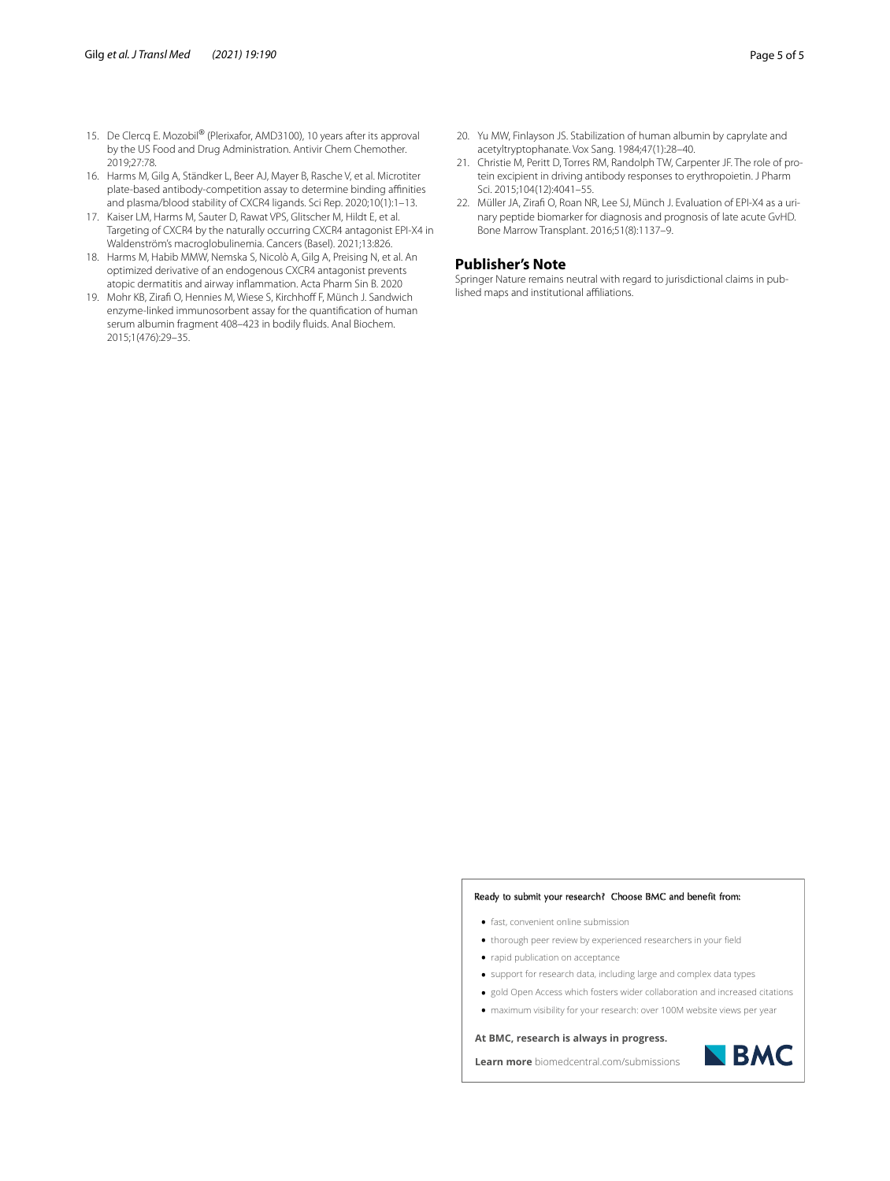15. De Clercq E. Mozobil® (Plerixafor, AMD3100), 10 years after its approval by the US Food and Drug Administration. Antivir Chem Chemother. 2019;27:78.
16. Harms M, Gilg A, Ständker L, Beer AJ, Mayer B, Rasche V, et al. Microtiter plate-based antibody-competition assay to determine binding affinities and plasma/blood stability of CXCR4 ligands. Sci Rep. 2020;10(1):1–13.
17. Kaiser LM, Harms M, Sauter D, Rawat VPS, Glitscher M, Hildt E, et al. Targeting of CXCR4 by the naturally occurring CXCR4 antagonist EPI-X4 in Waldenström's macroglobulinemia. Cancers (Basel). 2021;13:826.
18. Harms M, Habib MMW, Nemska S, Nicolò A, Gilg A, Preising N, et al. An optimized derivative of an endogenous CXCR4 antagonist prevents atopic dermatitis and airway inflammation. Acta Pharm Sin B. 2020
19. Mohr KB, Zirafi O, Hennies M, Wiese S, Kirchhoff F, Münch J. Sandwich enzyme-linked immunosorbent assay for the quantification of human serum albumin fragment 408–423 in bodily fluids. Anal Biochem. 2015;1(476):29–35.
20. Yu MW, Finlayson JS. Stabilization of human albumin by caprylate and acetyltryptophanate. Vox Sang. 1984;47(1):28–40.
21. Christie M, Peritt D, Torres RM, Randolph TW, Carpenter JF. The role of protein excipient in driving antibody responses to erythropoietin. J Pharm Sci. 2015;104(12):4041–55.
22. Müller JA, Zirafi O, Roan NR, Lee SJ, Münch J. Evaluation of EPI-X4 as a urinary peptide biomarker for diagnosis and prognosis of late acute GvHD. Bone Marrow Transplant. 2016;51(8):1137–9.

## Publisher's Note

Springer Nature remains neutral with regard to jurisdictional claims in published maps and institutional affiliations.

Ready to submit your research? Choose BMC and benefit from:

- fast, convenient online submission
- thorough peer review by experienced researchers in your field
- rapid publication on acceptance
- support for research data, including large and complex data types
- gold Open Access which fosters wider collaboration and increased citations
- maximum visibility for your research: over 100M website views per year

**At BMC, research is always in progress.**

**Learn more** biomedcentral.com/submissions

BMC